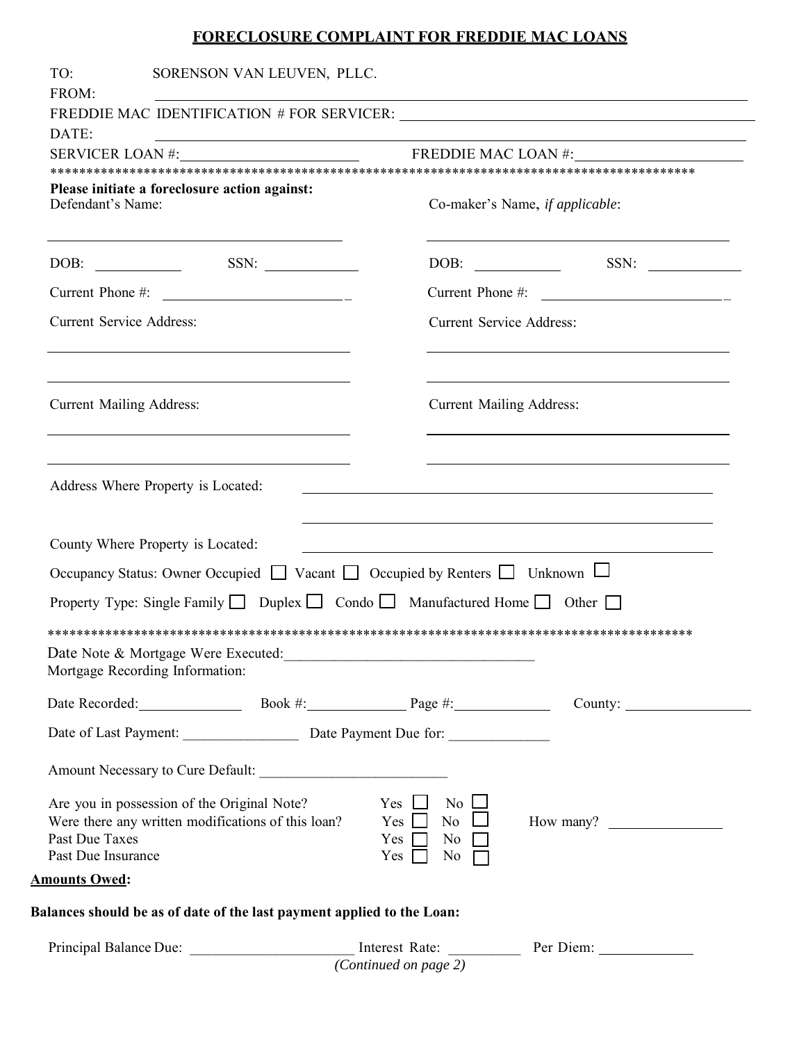# FORECLOSURE COMPLAINT FOR FREDDIE MAC LOANS

TO: SORENSON VAN LEUVEN, PLLC.

FROM: ______________________________

FREDDIE MAC IDENTIFICATION # FOR SERVICER: ______________________________

DATE: ______________________________

SERVICER LOAN #: ______________________ FREDDIE MAC LOAN #: ______________________

*******************************************************************************************

**Please initiate a foreclosure action against:**

| Defendant | Co-maker |
|---|---|
| Defendant's Name: ______________________ | Co-maker's Name, *if applicable*: ______________________ |
| DOB: __________ SSN: __________ | DOB: __________ SSN: __________ |
| Current Phone #: ______________________ | Current Phone #: ______________________ |
| Current Service Address: ______________________ | Current Service Address: ______________________ |
| Current Mailing Address: ______________________ | Current Mailing Address: ______________________ |

Address Where Property is Located: ______________________________

County Where Property is Located: ______________________________

Occupancy Status: Owner Occupied ☐ Vacant ☐ Occupied by Renters ☐ Unknown ☐

Property Type: Single Family ☐ Duplex ☐ Condo ☐ Manufactured Home ☐ Other ☐

*******************************************************************************************

Date Note & Mortgage Were Executed: ______________________________

Mortgage Recording Information:

Date Recorded: ______________ Book #: ______________ Page #: ______________ County: ______________

Date of Last Payment: ______________ Date Payment Due for: ______________

Amount Necessary to Cure Default: ______________________

Are you in possession of the Original Note? Yes ☐ No ☐

Were there any written modifications of this loan? Yes ☐ No ☐ How many? ______________

Past Due Taxes Yes ☐ No ☐

Past Due Insurance Yes ☐ No ☐

**Amounts Owed:**

**Balances should be as of date of the last payment applied to the Loan:**

Principal Balance Due: ______________________ Interest Rate: __________ Per Diem: ____________

*(Continued on page 2)*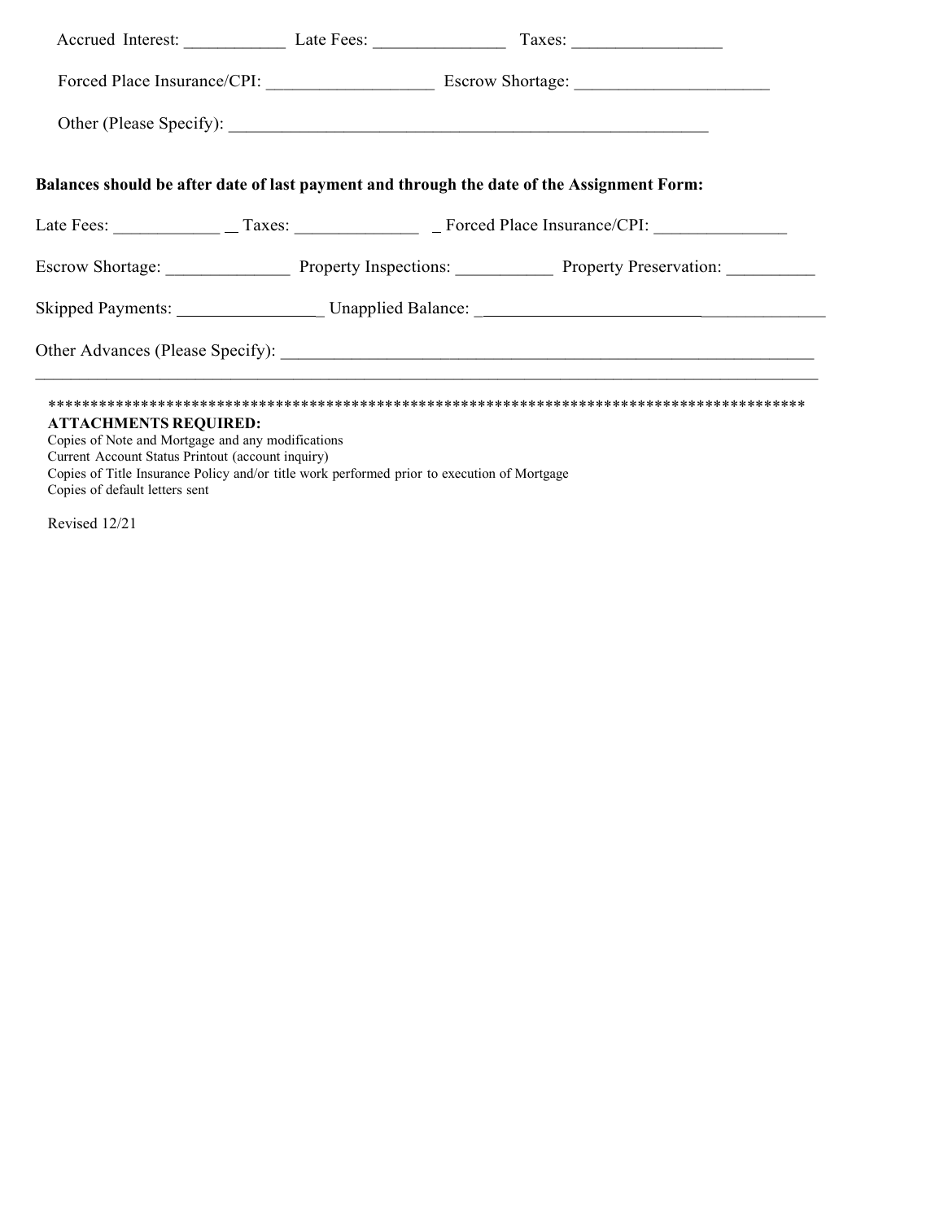Accrued Interest: ___________ Late Fees: _______________ Taxes: _________________

Forced Place Insurance/CPI: ___________________ Escrow Shortage: ______________________

Other (Please Specify): _______________________________________________________

**Balances should be after date of last payment and through the date of the Assignment Form:**

Late Fees: ____________ __ Taxes: ______________ _ Forced Place Insurance/CPI: _______________

Escrow Shortage: ______________ Property Inspections: ___________ Property Preservation: __________

Skipped Payments: ________________ Unapplied Balance: _______________________________________

Other Advances (Please Specify): _____________________________________________________________

_______________________________________________________________________________________

*******************************************************************************************

**ATTACHMENTS REQUIRED:**

Copies of Note and Mortgage and any modifications
Current Account Status Printout (account inquiry)
Copies of Title Insurance Policy and/or title work performed prior to execution of Mortgage
Copies of default letters sent

Revised 12/21